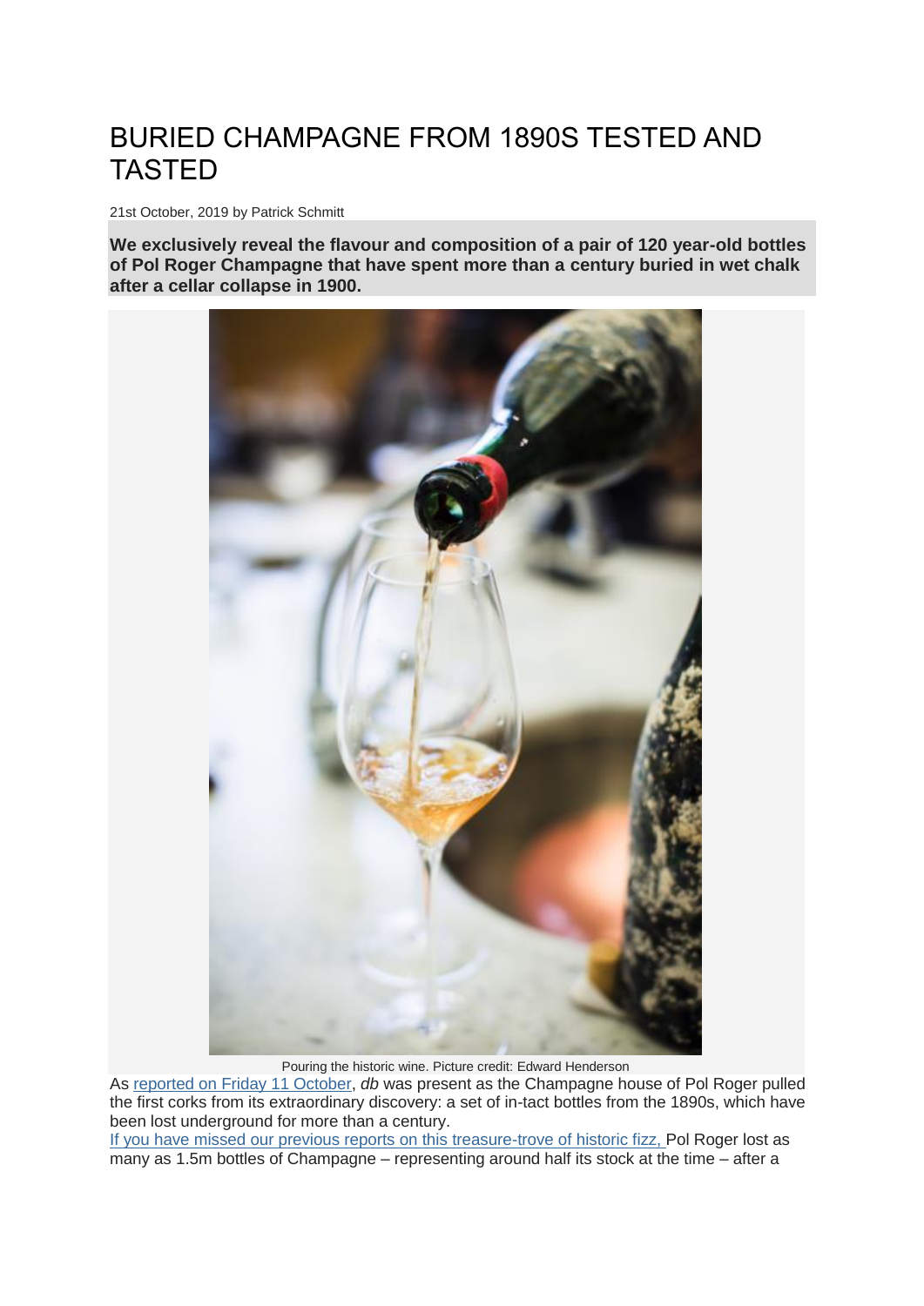# BURIED CHAMPAGNE FROM 1890S TESTED AND TASTED

21st October, 2019 by Patrick Schmitt

**We exclusively reveal the flavour and composition of a pair of 120 year-old bottles of Pol Roger Champagne that have spent more than a century buried in wet chalk after a cellar collapse in 1900.**

Pouring the historic wine. Picture credit: Edward Henderson

As reported on Friday 11 October, *db* was present as the Champagne house of Pol Roger pulled the first corks from its extraordinary discovery: a set of in-tact bottles from the 1890s, which have been lost underground for more than a century.

If you have missed our previous reports on this treasure-trove of historic fizz, Pol Roger lost as many as 1.5m bottles of Champagne – representing around half its stock at the time – after a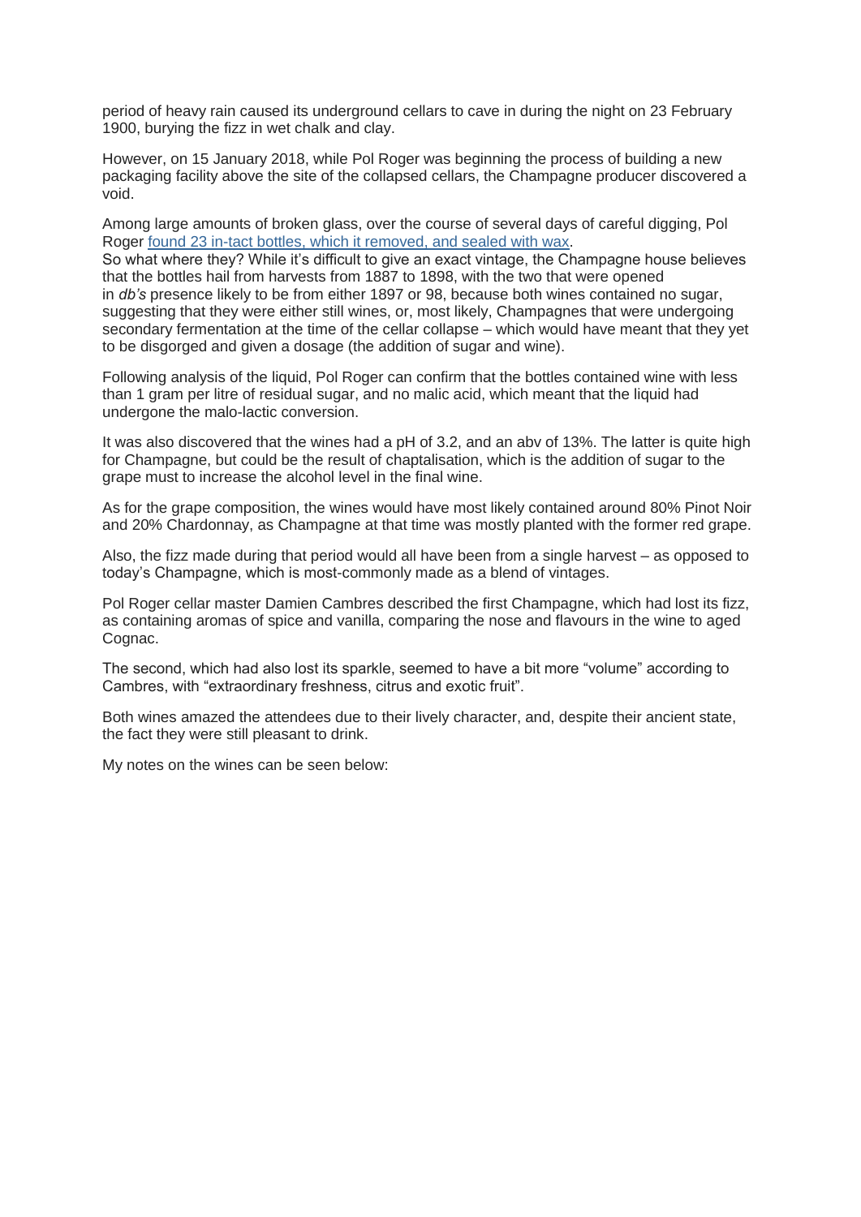period of heavy rain caused its underground cellars to cave in during the night on 23 February 1900, burying the fizz in wet chalk and clay.

However, on 15 January 2018, while Pol Roger was beginning the process of building a new packaging facility above the site of the collapsed cellars, the Champagne producer discovered a void.

Among large amounts of broken glass, over the course of several days of careful digging, Pol Roger [found 23 in-tact bottles, which it removed, and sealed with wax](#).
So what where they? While it's difficult to give an exact vintage, the Champagne house believes that the bottles hail from harvests from 1887 to 1898, with the two that were opened in *db's* presence likely to be from either 1897 or 98, because both wines contained no sugar, suggesting that they were either still wines, or, most likely, Champagnes that were undergoing secondary fermentation at the time of the cellar collapse – which would have meant that they yet to be disgorged and given a dosage (the addition of sugar and wine).

Following analysis of the liquid, Pol Roger can confirm that the bottles contained wine with less than 1 gram per litre of residual sugar, and no malic acid, which meant that the liquid had undergone the malo-lactic conversion.

It was also discovered that the wines had a pH of 3.2, and an abv of 13%. The latter is quite high for Champagne, but could be the result of chaptalisation, which is the addition of sugar to the grape must to increase the alcohol level in the final wine.

As for the grape composition, the wines would have most likely contained around 80% Pinot Noir and 20% Chardonnay, as Champagne at that time was mostly planted with the former red grape.

Also, the fizz made during that period would all have been from a single harvest – as opposed to today's Champagne, which is most-commonly made as a blend of vintages.

Pol Roger cellar master Damien Cambres described the first Champagne, which had lost its fizz, as containing aromas of spice and vanilla, comparing the nose and flavours in the wine to aged Cognac.

The second, which had also lost its sparkle, seemed to have a bit more "volume" according to Cambres, with "extraordinary freshness, citrus and exotic fruit".

Both wines amazed the attendees due to their lively character, and, despite their ancient state, the fact they were still pleasant to drink.

My notes on the wines can be seen below: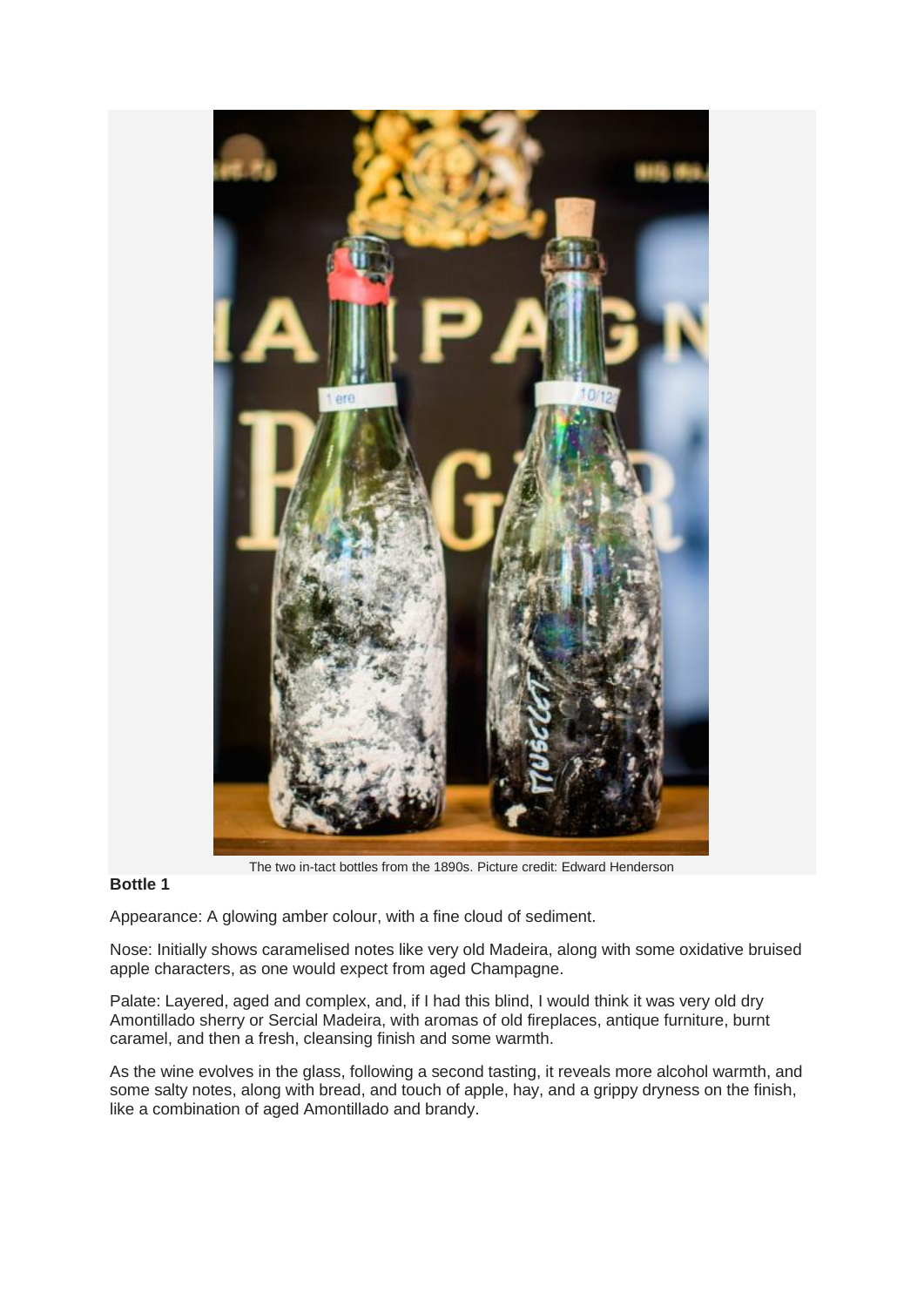The two in-tact bottles from the 1890s. Picture credit: Edward Henderson

**Bottle 1**

Appearance: A glowing amber colour, with a fine cloud of sediment.

Nose: Initially shows caramelised notes like very old Madeira, along with some oxidative bruised apple characters, as one would expect from aged Champagne.

Palate: Layered, aged and complex, and, if I had this blind, I would think it was very old dry Amontillado sherry or Sercial Madeira, with aromas of old fireplaces, antique furniture, burnt caramel, and then a fresh, cleansing finish and some warmth.

As the wine evolves in the glass, following a second tasting, it reveals more alcohol warmth, and some salty notes, along with bread, and touch of apple, hay, and a grippy dryness on the finish, like a combination of aged Amontillado and brandy.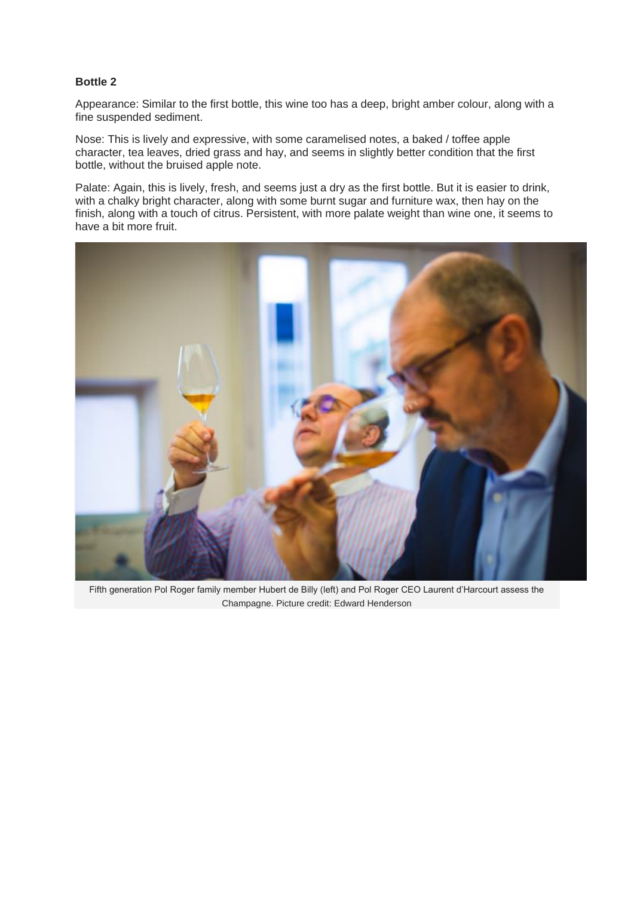**Bottle 2**

Appearance: Similar to the first bottle, this wine too has a deep, bright amber colour, along with a fine suspended sediment.

Nose: This is lively and expressive, with some caramelised notes, a baked / toffee apple character, tea leaves, dried grass and hay, and seems in slightly better condition that the first bottle, without the bruised apple note.

Palate: Again, this is lively, fresh, and seems just a dry as the first bottle. But it is easier to drink, with a chalky bright character, along with some burnt sugar and furniture wax, then hay on the finish, along with a touch of citrus. Persistent, with more palate weight than wine one, it seems to have a bit more fruit.

Fifth generation Pol Roger family member Hubert de Billy (left) and Pol Roger CEO Laurent d'Harcourt assess the Champagne. Picture credit: Edward Henderson